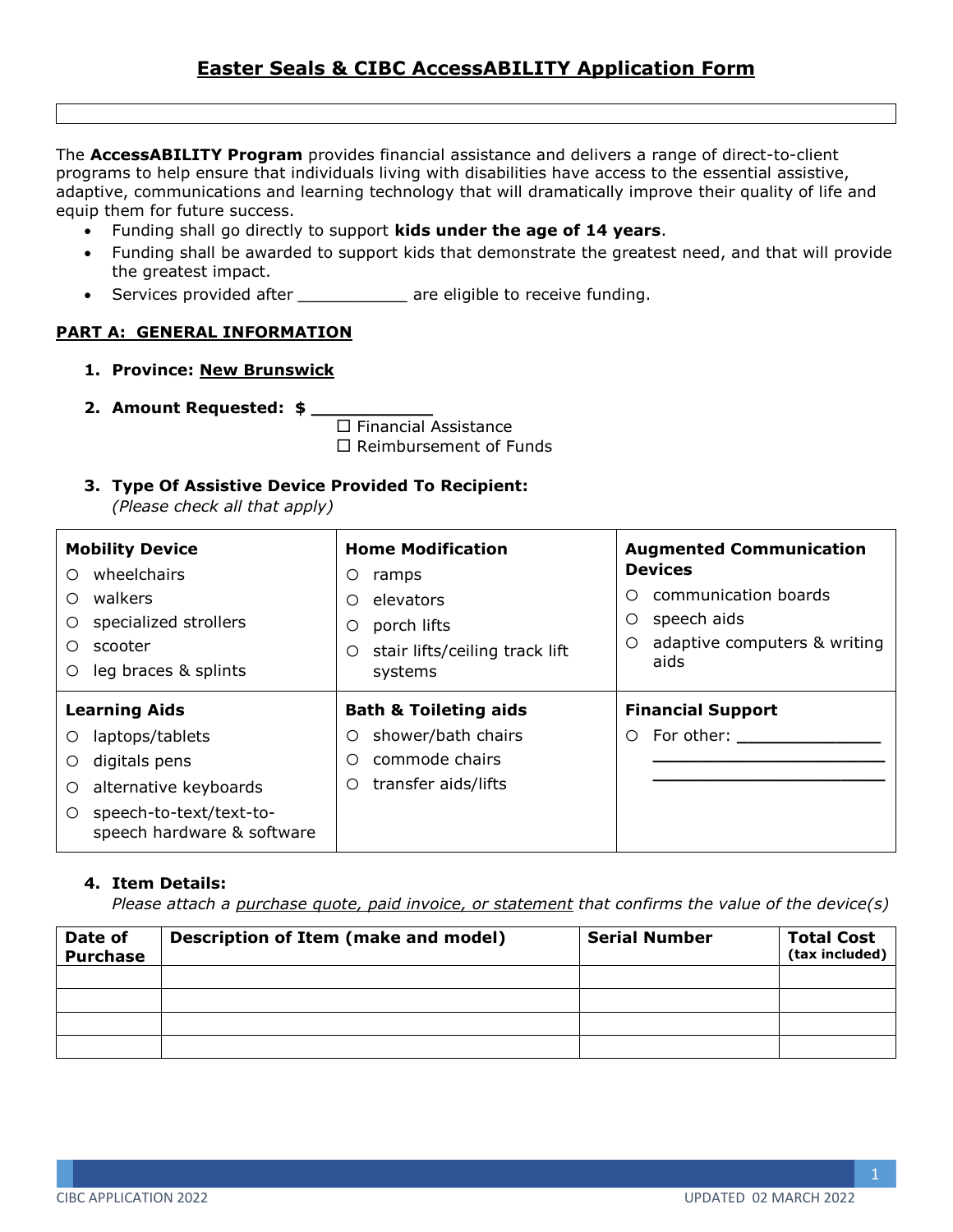# Easter Seals & CIBC AccessABILITY Application Form

The **AccessABILITY Program** provides financial assistance and delivers a range of direct-to-client programs to help ensure that individuals living with disabilities have access to the essential assistive, adaptive, communications and learning technology that will dramatically improve their quality of life and equip them for future success.

- Funding shall go directly to support **kids under the age of 14 years**.
- Funding shall be awarded to support kids that demonstrate the greatest need, and that will provide the greatest impact.
- Services provided after ___________ are eligible to receive funding.

## PART A: GENERAL INFORMATION

1. **Province: New Brunswick**

2. **Amount Requested: $ ___________**
   - ☐ Financial Assistance
   - ☐ Reimbursement of Funds

3. **Type Of Assistive Device Provided To Recipient:**
   *(Please check all that apply)*

| **Mobility Device** | **Home Modification** | **Augmented Communication Devices** |
|---|---|---|
| ○ wheelchairs<br>○ walkers<br>○ specialized strollers<br>○ scooter<br>○ leg braces & splints | ○ ramps<br>○ elevators<br>○ porch lifts<br>○ stair lifts/ceiling track lift systems | ○ communication boards<br>○ speech aids<br>○ adaptive computers & writing aids |
| **Learning Aids** | **Bath & Toileting aids** | **Financial Support** |
| ○ laptops/tablets<br>○ digitals pens<br>○ alternative keyboards<br>○ speech-to-text/text-to-speech hardware & software | ○ shower/bath chairs<br>○ commode chairs<br>○ transfer aids/lifts | ○ For other: _____________<br>______________________<br>______________________ |

4. **Item Details:**
   *Please attach a purchase quote, paid invoice, or statement that confirms the value of the device(s)*

| Date of Purchase | Description of Item (make and model) | Serial Number | Total Cost (tax included) |
|---|---|---|---|
| | | | |
| | | | |
| | | | |
| | | | |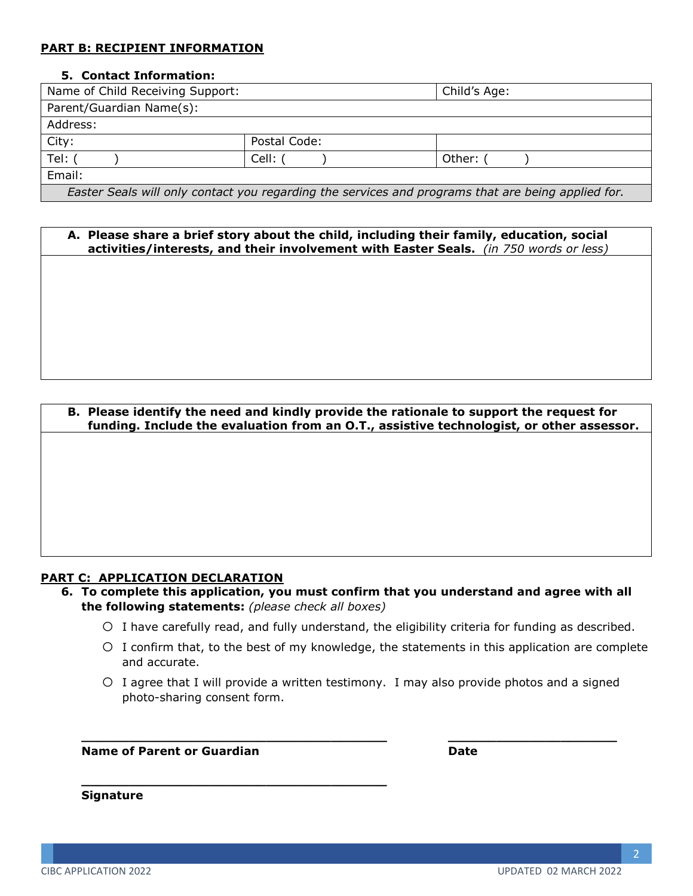## PART B: RECIPIENT INFORMATION

**5. Contact Information:**

| | | |
|---|---|---|
| Name of Child Receiving Support: | | Child's Age: |
| Parent/Guardian Name(s): | | |
| Address: | | |
| City: | Postal Code: | |
| Tel: ( ) | Cell: ( ) | Other: ( ) |
| Email: | | |
| *Easter Seals will only contact you regarding the services and programs that are being applied for.* | | |

**A. Please share a brief story about the child, including their family, education, social activities/interests, and their involvement with Easter Seals.** *(in 750 words or less)*

**B. Please identify the need and kindly provide the rationale to support the request for funding. Include the evaluation from an O.T., assistive technologist, or other assessor.**

## PART C: APPLICATION DECLARATION

**6. To complete this application, you must confirm that you understand and agree with all the following statements:** *(please check all boxes)*

- ○ I have carefully read, and fully understand, the eligibility criteria for funding as described.
- ○ I confirm that, to the best of my knowledge, the statements in this application are complete and accurate.
- ○ I agree that I will provide a written testimony. I may also provide photos and a signed photo-sharing consent form.

\_\_\_\_\_\_\_\_\_\_\_\_\_\_\_\_\_\_\_\_\_\_\_\_\_\_\_\_\_\_\_\_\_\_\_\_\_\_\_\_ &nbsp;&nbsp;&nbsp; \_\_\_\_\_\_\_\_\_\_\_\_\_\_\_\_\_\_\_\_\_\_

**Name of Parent or Guardian** &nbsp;&nbsp;&nbsp; **Date**

\_\_\_\_\_\_\_\_\_\_\_\_\_\_\_\_\_\_\_\_\_\_\_\_\_\_\_\_\_\_\_\_\_\_\_\_\_\_\_\_

**Signature**